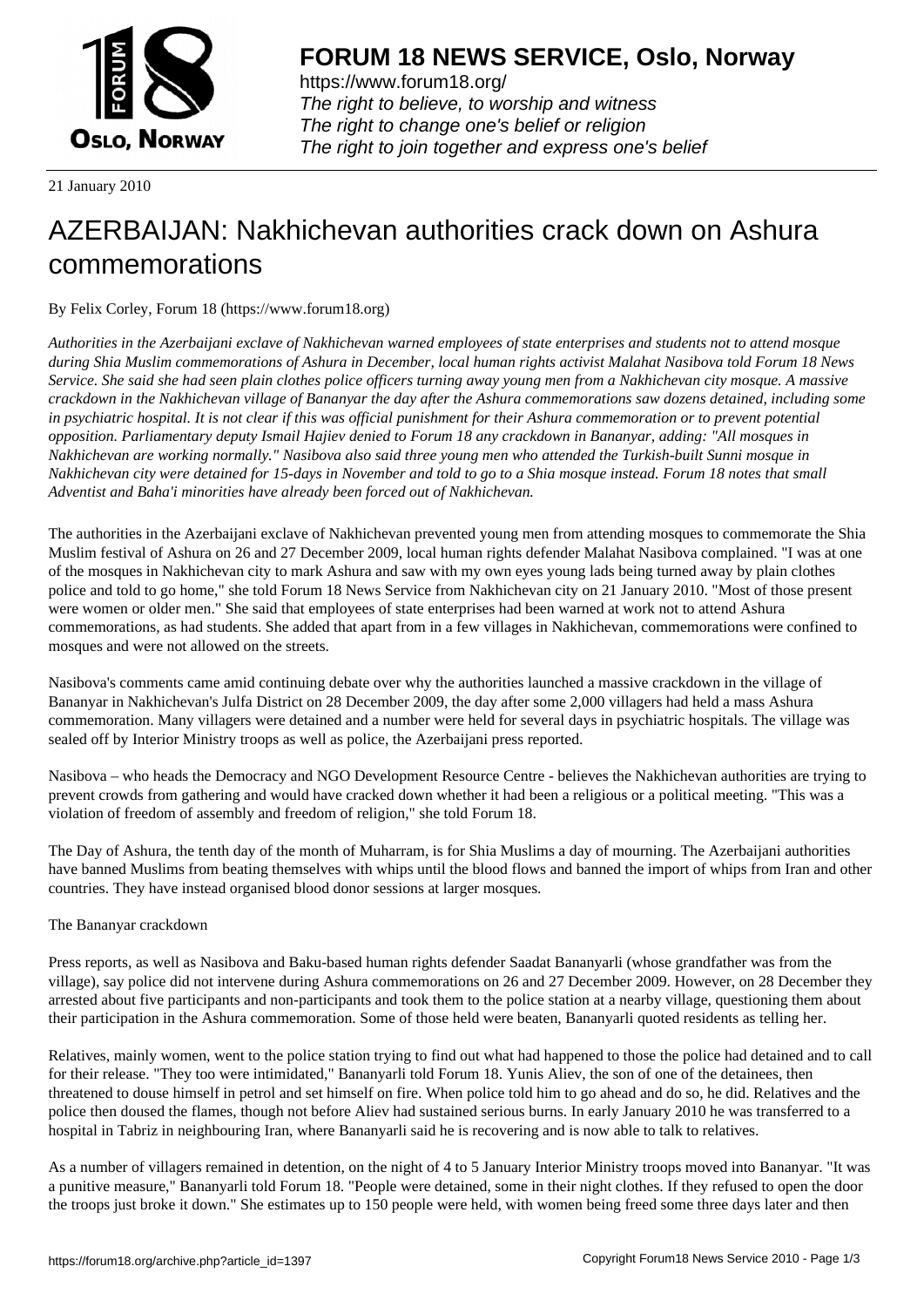# FORUM 18 NEWS SERVICE, Oslo, Norway

https://www.forum18.org/
*The right to believe, to worship and witness*
*The right to change one's belief or religion*
*The right to join together and express one's belief*

21 January 2010

# AZERBAIJAN: Nakhichevan authorities crack down on Ashura commemorations

By Felix Corley, Forum 18 (https://www.forum18.org)

*Authorities in the Azerbaijani exclave of Nakhichevan warned employees of state enterprises and students not to attend mosque during Shia Muslim commemorations of Ashura in December, local human rights activist Malahat Nasibova told Forum 18 News Service. She said she had seen plain clothes police officers turning away young men from a Nakhichevan city mosque. A massive crackdown in the Nakhichevan village of Bananyar the day after the Ashura commemorations saw dozens detained, including some in psychiatric hospital. It is not clear if this was official punishment for their Ashura commemoration or to prevent potential opposition. Parliamentary deputy Ismail Hajiev denied to Forum 18 any crackdown in Bananyar, adding: "All mosques in Nakhichevan are working normally." Nasibova also said three young men who attended the Turkish-built Sunni mosque in Nakhichevan city were detained for 15-days in November and told to go to a Shia mosque instead. Forum 18 notes that small Adventist and Baha'i minorities have already been forced out of Nakhichevan.*

The authorities in the Azerbaijani exclave of Nakhichevan prevented young men from attending mosques to commemorate the Shia Muslim festival of Ashura on 26 and 27 December 2009, local human rights defender Malahat Nasibova complained. "I was at one of the mosques in Nakhichevan city to mark Ashura and saw with my own eyes young lads being turned away by plain clothes police and told to go home," she told Forum 18 News Service from Nakhichevan city on 21 January 2010. "Most of those present were women or older men." She said that employees of state enterprises had been warned at work not to attend Ashura commemorations, as had students. She added that apart from in a few villages in Nakhichevan, commemorations were confined to mosques and were not allowed on the streets.

Nasibova's comments came amid continuing debate over why the authorities launched a massive crackdown in the village of Bananyar in Nakhichevan's Julfa District on 28 December 2009, the day after some 2,000 villagers had held a mass Ashura commemoration. Many villagers were detained and a number were held for several days in psychiatric hospitals. The village was sealed off by Interior Ministry troops as well as police, the Azerbaijani press reported.

Nasibova – who heads the Democracy and NGO Development Resource Centre - believes the Nakhichevan authorities are trying to prevent crowds from gathering and would have cracked down whether it had been a religious or a political meeting. "This was a violation of freedom of assembly and freedom of religion," she told Forum 18.

The Day of Ashura, the tenth day of the month of Muharram, is for Shia Muslims a day of mourning. The Azerbaijani authorities have banned Muslims from beating themselves with whips until the blood flows and banned the import of whips from Iran and other countries. They have instead organised blood donor sessions at larger mosques.

## The Bananyar crackdown

Press reports, as well as Nasibova and Baku-based human rights defender Saadat Bananyarli (whose grandfather was from the village), say police did not intervene during Ashura commemorations on 26 and 27 December 2009. However, on 28 December they arrested about five participants and non-participants and took them to the police station at a nearby village, questioning them about their participation in the Ashura commemoration. Some of those held were beaten, Bananyarli quoted residents as telling her.

Relatives, mainly women, went to the police station trying to find out what had happened to those the police had detained and to call for their release. "They too were intimidated," Bananyarli told Forum 18. Yunis Aliev, the son of one of the detainees, then threatened to douse himself in petrol and set himself on fire. When police told him to go ahead and do so, he did. Relatives and the police then doused the flames, though not before Aliev had sustained serious burns. In early January 2010 he was transferred to a hospital in Tabriz in neighbouring Iran, where Bananyarli said he is recovering and is now able to talk to relatives.

As a number of villagers remained in detention, on the night of 4 to 5 January Interior Ministry troops moved into Bananyar. "It was a punitive measure," Bananyarli told Forum 18. "People were detained, some in their night clothes. If they refused to open the door the troops just broke it down." She estimates up to 150 people were held, with women being freed some three days later and then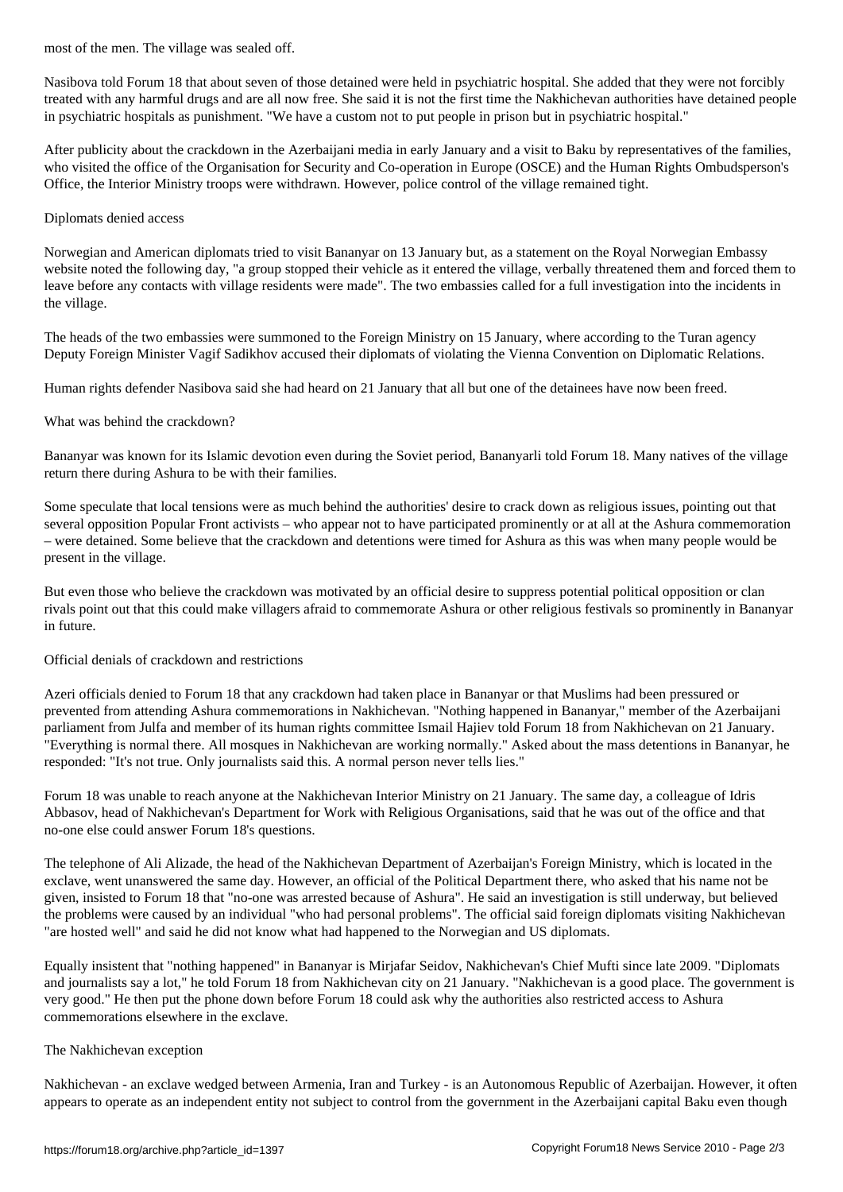most of the men. The village was sealed off.

Nasibova told Forum 18 that about seven of those detained were held in psychiatric hospital. She added that they were not forcibly treated with any harmful drugs and are all now free. She said it is not the first time the Nakhichevan authorities have detained people in psychiatric hospitals as punishment. "We have a custom not to put people in prison but in psychiatric hospital."

After publicity about the crackdown in the Azerbaijani media in early January and a visit to Baku by representatives of the families, who visited the office of the Organisation for Security and Co-operation in Europe (OSCE) and the Human Rights Ombudsperson's Office, the Interior Ministry troops were withdrawn. However, police control of the village remained tight.

## Diplomats denied access

Norwegian and American diplomats tried to visit Bananyar on 13 January but, as a statement on the Royal Norwegian Embassy website noted the following day, "a group stopped their vehicle as it entered the village, verbally threatened them and forced them to leave before any contacts with village residents were made". The two embassies called for a full investigation into the incidents in the village.

The heads of the two embassies were summoned to the Foreign Ministry on 15 January, where according to the Turan agency Deputy Foreign Minister Vagif Sadikhov accused their diplomats of violating the Vienna Convention on Diplomatic Relations.

Human rights defender Nasibova said she had heard on 21 January that all but one of the detainees have now been freed.

## What was behind the crackdown?

Bananyar was known for its Islamic devotion even during the Soviet period, Bananyarli told Forum 18. Many natives of the village return there during Ashura to be with their families.

Some speculate that local tensions were as much behind the authorities' desire to crack down as religious issues, pointing out that several opposition Popular Front activists – who appear not to have participated prominently or at all at the Ashura commemoration – were detained. Some believe that the crackdown and detentions were timed for Ashura as this was when many people would be present in the village.

But even those who believe the crackdown was motivated by an official desire to suppress potential political opposition or clan rivals point out that this could make villagers afraid to commemorate Ashura or other religious festivals so prominently in Bananyar in future.

## Official denials of crackdown and restrictions

Azeri officials denied to Forum 18 that any crackdown had taken place in Bananyar or that Muslims had been pressured or prevented from attending Ashura commemorations in Nakhichevan. "Nothing happened in Bananyar," member of the Azerbaijani parliament from Julfa and member of its human rights committee Ismail Hajiev told Forum 18 from Nakhichevan on 21 January. "Everything is normal there. All mosques in Nakhichevan are working normally." Asked about the mass detentions in Bananyar, he responded: "It's not true. Only journalists said this. A normal person never tells lies."

Forum 18 was unable to reach anyone at the Nakhichevan Interior Ministry on 21 January. The same day, a colleague of Idris Abbasov, head of Nakhichevan's Department for Work with Religious Organisations, said that he was out of the office and that no-one else could answer Forum 18's questions.

The telephone of Ali Alizade, the head of the Nakhichevan Department of Azerbaijan's Foreign Ministry, which is located in the exclave, went unanswered the same day. However, an official of the Political Department there, who asked that his name not be given, insisted to Forum 18 that "no-one was arrested because of Ashura". He said an investigation is still underway, but believed the problems were caused by an individual "who had personal problems". The official said foreign diplomats visiting Nakhichevan "are hosted well" and said he did not know what had happened to the Norwegian and US diplomats.

Equally insistent that "nothing happened" in Bananyar is Mirjafar Seidov, Nakhichevan's Chief Mufti since late 2009. "Diplomats and journalists say a lot," he told Forum 18 from Nakhichevan city on 21 January. "Nakhichevan is a good place. The government is very good." He then put the phone down before Forum 18 could ask why the authorities also restricted access to Ashura commemorations elsewhere in the exclave.

## The Nakhichevan exception

Nakhichevan - an exclave wedged between Armenia, Iran and Turkey - is an Autonomous Republic of Azerbaijan. However, it often appears to operate as an independent entity not subject to control from the government in the Azerbaijani capital Baku even though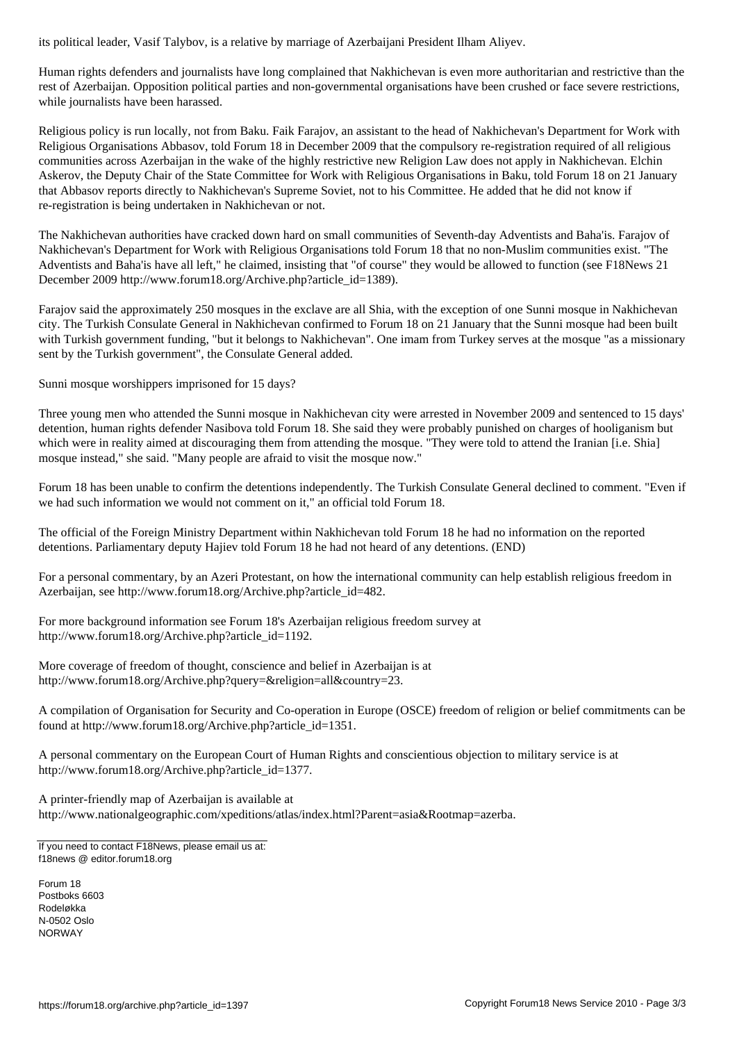its political leader, Vasif Talybov, is a relative by marriage of Azerbaijani President Ilham Aliyev.

Human rights defenders and journalists have long complained that Nakhichevan is even more authoritarian and restrictive than the rest of Azerbaijan. Opposition political parties and non-governmental organisations have been crushed or face severe restrictions, while journalists have been harassed.

Religious policy is run locally, not from Baku. Faik Farajov, an assistant to the head of Nakhichevan's Department for Work with Religious Organisations Abbasov, told Forum 18 in December 2009 that the compulsory re-registration required of all religious communities across Azerbaijan in the wake of the highly restrictive new Religion Law does not apply in Nakhichevan. Elchin Askerov, the Deputy Chair of the State Committee for Work with Religious Organisations in Baku, told Forum 18 on 21 January that Abbasov reports directly to Nakhichevan's Supreme Soviet, not to his Committee. He added that he did not know if re-registration is being undertaken in Nakhichevan or not.

The Nakhichevan authorities have cracked down hard on small communities of Seventh-day Adventists and Baha'is. Farajov of Nakhichevan's Department for Work with Religious Organisations told Forum 18 that no non-Muslim communities exist. "The Adventists and Baha'is have all left," he claimed, insisting that "of course" they would be allowed to function (see F18News 21 December 2009 http://www.forum18.org/Archive.php?article_id=1389).

Farajov said the approximately 250 mosques in the exclave are all Shia, with the exception of one Sunni mosque in Nakhichevan city. The Turkish Consulate General in Nakhichevan confirmed to Forum 18 on 21 January that the Sunni mosque had been built with Turkish government funding, "but it belongs to Nakhichevan". One imam from Turkey serves at the mosque "as a missionary sent by the Turkish government", the Consulate General added.

Sunni mosque worshippers imprisoned for 15 days?

Three young men who attended the Sunni mosque in Nakhichevan city were arrested in November 2009 and sentenced to 15 days' detention, human rights defender Nasibova told Forum 18. She said they were probably punished on charges of hooliganism but which were in reality aimed at discouraging them from attending the mosque. "They were told to attend the Iranian [i.e. Shia] mosque instead," she said. "Many people are afraid to visit the mosque now."

Forum 18 has been unable to confirm the detentions independently. The Turkish Consulate General declined to comment. "Even if we had such information we would not comment on it," an official told Forum 18.

The official of the Foreign Ministry Department within Nakhichevan told Forum 18 he had no information on the reported detentions. Parliamentary deputy Hajiev told Forum 18 he had not heard of any detentions. (END)

For a personal commentary, by an Azeri Protestant, on how the international community can help establish religious freedom in Azerbaijan, see http://www.forum18.org/Archive.php?article_id=482.

For more background information see Forum 18's Azerbaijan religious freedom survey at http://www.forum18.org/Archive.php?article_id=1192.

More coverage of freedom of thought, conscience and belief in Azerbaijan is at http://www.forum18.org/Archive.php?query=&religion=all&country=23.

A compilation of Organisation for Security and Co-operation in Europe (OSCE) freedom of religion or belief commitments can be found at http://www.forum18.org/Archive.php?article_id=1351.

A personal commentary on the European Court of Human Rights and conscientious objection to military service is at http://www.forum18.org/Archive.php?article_id=1377.

A printer-friendly map of Azerbaijan is available at http://www.nationalgeographic.com/xpeditions/atlas/index.html?Parent=asia&Rootmap=azerba.

---

If you need to contact F18News, please email us at:
f18news @ editor.forum18.org

Forum 18
Postboks 6603
Rodeløkka
N-0502 Oslo
NORWAY